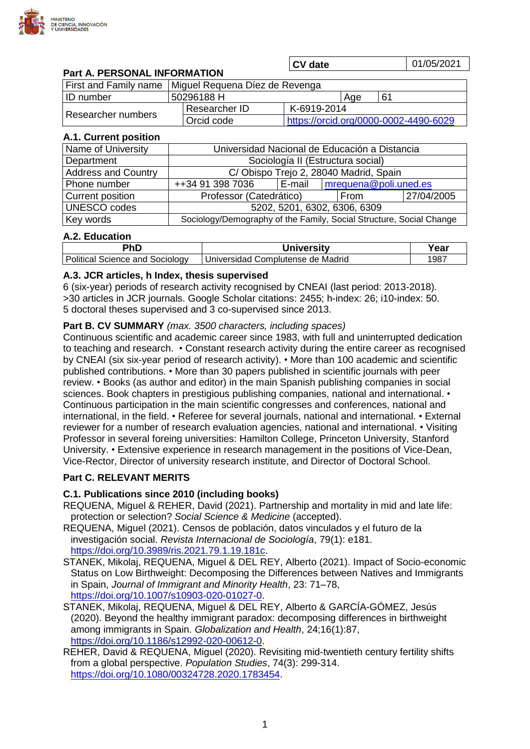MINISTERIO DE CIENCIA, INNOVACIÓN Y UNIVERSIDADES

| CV date | 01/05/2021 |
|---|---|

## Part A. PERSONAL INFORMATION

| First and Family name | Miguel Requena Díez de Revenga | | | |
|---|---|---|---|---|
| ID number | 50296188 H | | Age | 61 |
| Researcher numbers | Researcher ID | K-6919-2014 | | |
| | Orcid code | https://orcid.org/0000-0002-4490-6029 | | |

### A.1. Current position

| Name of University | Universidad Nacional de Educación a Distancia | | | |
|---|---|---|---|---|
| Department | Sociología II (Estructura social) | | | |
| Address and Country | C/ Obispo Trejo 2, 28040 Madrid, Spain | | | |
| Phone number | ++34 91 398 7036 | E-mail | mrequena@poli.uned.es | |
| Current position | Professor (Catedrático) | | From | 27/04/2005 |
| UNESCO codes | 5202, 5201, 6302, 6306, 6309 | | | |
| Key words | Sociology/Demography of the Family, Social Structure, Social Change | | | |

### A.2. Education

| PhD | University | Year |
|---|---|---|
| Political Science and Sociology | Universidad Complutense de Madrid | 1987 |

### A.3. JCR articles, h Index, thesis supervised

6 (six-year) periods of research activity recognised by CNEAI (last period: 2013-2018).
>30 articles in JCR journals. Google Scholar citations: 2455; h-index: 26; i10-index: 50.
5 doctoral theses supervised and 3 co-supervised since 2013.

## Part B. CV SUMMARY *(max. 3500 characters, including spaces)*

Continuous scientific and academic career since 1983, with full and uninterrupted dedication to teaching and research. • Constant research activity during the entire career as recognised by CNEAI (six six-year period of research activity). • More than 100 academic and scientific published contributions. • More than 30 papers published in scientific journals with peer review. • Books (as author and editor) in the main Spanish publishing companies in social sciences. Book chapters in prestigious publishing companies, national and international. • Continuous participation in the main scientific congresses and conferences, national and international, in the field. • Referee for several journals, national and international. • External reviewer for a number of research evaluation agencies, national and international. • Visiting Professor in several foreing universities: Hamilton College, Princeton University, Stanford University. • Extensive experience in research management in the positions of Vice-Dean, Vice-Rector, Director of university research institute, and Director of Doctoral School.

## Part C. RELEVANT MERITS

### C.1. Publications since 2010 (including books)

REQUENA, Miguel & REHER, David (2021). Partnership and mortality in mid and late life: protection or selection? *Social Science & Medicine* (accepted).

REQUENA, Miguel (2021). Censos de población, datos vinculados y el futuro de la investigación social. *Revista Internacional de Sociología*, 79(1): e181. https://doi.org/10.3989/ris.2021.79.1.19.181c.

STANEK, Mikolaj, REQUENA, Miguel & DEL REY, Alberto (2021). Impact of Socio-economic Status on Low Birthweight: Decomposing the Differences between Natives and Immigrants in Spain, *Journal of Immigrant and Minority Health*, 23: 71–78, https://doi.org/10.1007/s10903-020-01027-0.

STANEK, Mikolaj, REQUENA, Miguel & DEL REY, Alberto & GARCÍA-GÓMEZ, Jesús (2020). Beyond the healthy immigrant paradox: decomposing differences in birthweight among immigrants in Spain. *Globalization and Health*, 24;16(1):87, https://doi.org/10.1186/s12992-020-00612-0.

REHER, David & REQUENA, Miguel (2020). Revisiting mid-twentieth century fertility shifts from a global perspective. *Population Studies*, 74(3): 299-314. https://doi.org/10.1080/00324728.2020.1783454.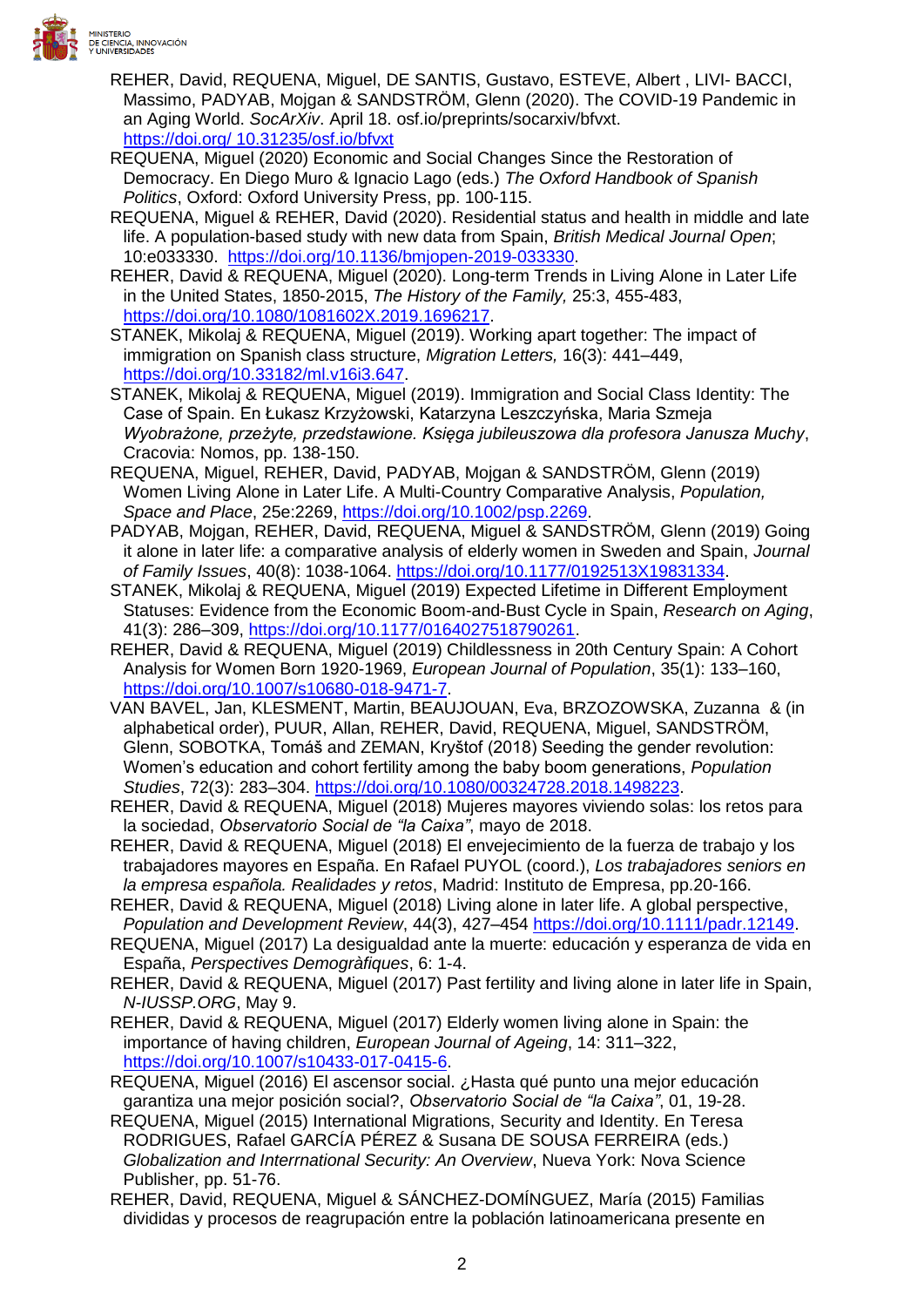REHER, David, REQUENA, Miguel, DE SANTIS, Gustavo, ESTEVE, Albert , LIVI- BACCI, Massimo, PADYAB, Mojgan & SANDSTRÖM, Glenn (2020). The COVID-19 Pandemic in an Aging World. *SocArXiv*. April 18. osf.io/preprints/socarxiv/bfvxt. https://doi.org/ 10.31235/osf.io/bfvxt

REQUENA, Miguel (2020) Economic and Social Changes Since the Restoration of Democracy. En Diego Muro & Ignacio Lago (eds.) *The Oxford Handbook of Spanish Politics*, Oxford: Oxford University Press, pp. 100-115.

REQUENA, Miguel & REHER, David (2020). Residential status and health in middle and late life. A population-based study with new data from Spain, *British Medical Journal Open*; 10:e033330. https://doi.org/10.1136/bmjopen-2019-033330.

REHER, David & REQUENA, Miguel (2020). Long-term Trends in Living Alone in Later Life in the United States, 1850-2015, *The History of the Family,* 25:3, 455-483, https://doi.org/10.1080/1081602X.2019.1696217.

STANEK, Mikolaj & REQUENA, Miguel (2019). Working apart together: The impact of immigration on Spanish class structure, *Migration Letters,* 16(3): 441–449, https://doi.org/10.33182/ml.v16i3.647.

STANEK, Mikolaj & REQUENA, Miguel (2019). Immigration and Social Class Identity: The Case of Spain. En Łukasz Krzyżowski, Katarzyna Leszczyńska, Maria Szmeja *Wyobrażone, przeżyte, przedstawione. Księga jubileuszowa dla profesora Janusza Muchy*, Cracovia: Nomos, pp. 138-150.

REQUENA, Miguel, REHER, David, PADYAB, Mojgan & SANDSTRÖM, Glenn (2019) Women Living Alone in Later Life. A Multi-Country Comparative Analysis, *Population, Space and Place*, 25e:2269, https://doi.org/10.1002/psp.2269.

PADYAB, Mojgan, REHER, David, REQUENA, Miguel & SANDSTRÖM, Glenn (2019) Going it alone in later life: a comparative analysis of elderly women in Sweden and Spain, *Journal of Family Issues*, 40(8): 1038-1064. https://doi.org/10.1177/0192513X19831334.

STANEK, Mikolaj & REQUENA, Miguel (2019) Expected Lifetime in Different Employment Statuses: Evidence from the Economic Boom-and-Bust Cycle in Spain, *Research on Aging*, 41(3): 286–309, https://doi.org/10.1177/0164027518790261.

REHER, David & REQUENA, Miguel (2019) Childlessness in 20th Century Spain: A Cohort Analysis for Women Born 1920-1969, *European Journal of Population*, 35(1): 133–160, https://doi.org/10.1007/s10680-018-9471-7.

VAN BAVEL, Jan, KLESMENT, Martin, BEAUJOUAN, Eva, BRZOZOWSKA, Zuzanna & (in alphabetical order), PUUR, Allan, REHER, David, REQUENA, Miguel, SANDSTRÖM, Glenn, SOBOTKA, Tomáš and ZEMAN, Kryštof (2018) Seeding the gender revolution: Women's education and cohort fertility among the baby boom generations, *Population Studies*, 72(3): 283–304. https://doi.org/10.1080/00324728.2018.1498223.

REHER, David & REQUENA, Miguel (2018) Mujeres mayores viviendo solas: los retos para la sociedad, *Observatorio Social de "la Caixa"*, mayo de 2018.

REHER, David & REQUENA, Miguel (2018) El envejecimiento de la fuerza de trabajo y los trabajadores mayores en España. En Rafael PUYOL (coord.), *Los trabajadores seniors en la empresa española. Realidades y retos*, Madrid: Instituto de Empresa, pp.20-166.

REHER, David & REQUENA, Miguel (2018) Living alone in later life. A global perspective, *Population and Development Review*, 44(3), 427–454 https://doi.org/10.1111/padr.12149.

REQUENA, Miguel (2017) La desigualdad ante la muerte: educación y esperanza de vida en España, *Perspectives Demogràfiques*, 6: 1-4.

REHER, David & REQUENA, Miguel (2017) Past fertility and living alone in later life in Spain, *N-IUSSP.ORG*, May 9.

REHER, David & REQUENA, Miguel (2017) Elderly women living alone in Spain: the importance of having children, *European Journal of Ageing*, 14: 311–322, https://doi.org/10.1007/s10433-017-0415-6.

REQUENA, Miguel (2016) El ascensor social. ¿Hasta qué punto una mejor educación garantiza una mejor posición social?, *Observatorio Social de "la Caixa"*, 01, 19-28.

REQUENA, Miguel (2015) International Migrations, Security and Identity. En Teresa RODRIGUES, Rafael GARCÍA PÉREZ & Susana DE SOUSA FERREIRA (eds.) *Globalization and Interrnational Security: An Overview*, Nueva York: Nova Science Publisher, pp. 51-76.

REHER, David, REQUENA, Miguel & SÁNCHEZ-DOMÍNGUEZ, María (2015) Familias divididas y procesos de reagrupación entre la población latinoamericana presente en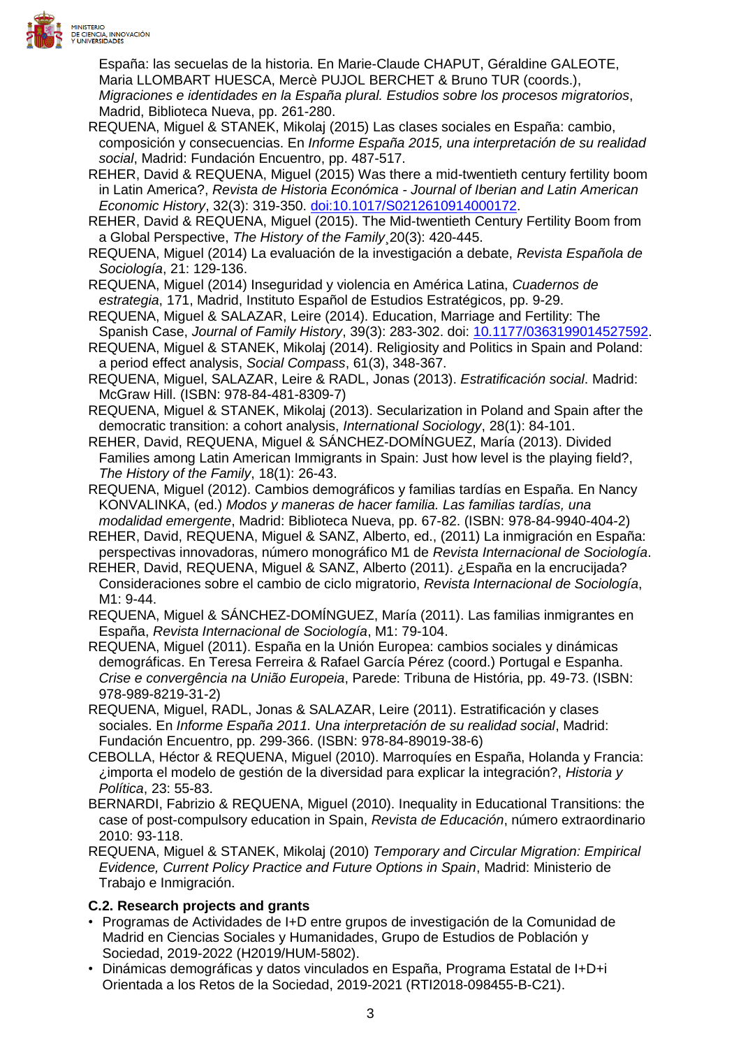España: las secuelas de la historia. En Marie-Claude CHAPUT, Géraldine GALEOTE, Maria LLOMBART HUESCA, Mercè PUJOL BERCHET & Bruno TUR (coords.), *Migraciones e identidades en la España plural. Estudios sobre los procesos migratorios*, Madrid, Biblioteca Nueva, pp. 261-280.

REQUENA, Miguel & STANEK, Mikolaj (2015) Las clases sociales en España: cambio, composición y consecuencias. En *Informe España 2015, una interpretación de su realidad social*, Madrid: Fundación Encuentro, pp. 487-517.

REHER, David & REQUENA, Miguel (2015) Was there a mid-twentieth century fertility boom in Latin America?, *Revista de Historia Económica - Journal of Iberian and Latin American Economic History*, 32(3): 319-350. doi:10.1017/S0212610914000172.

REHER, David & REQUENA, Miguel (2015). The Mid-twentieth Century Fertility Boom from a Global Perspective, *The History of the Family*¸20(3): 420-445.

REQUENA, Miguel (2014) La evaluación de la investigación a debate, *Revista Española de Sociología*, 21: 129-136.

REQUENA, Miguel (2014) Inseguridad y violencia en América Latina, *Cuadernos de estrategia*, 171, Madrid, Instituto Español de Estudios Estratégicos, pp. 9-29.

REQUENA, Miguel & SALAZAR, Leire (2014). Education, Marriage and Fertility: The Spanish Case, *Journal of Family History*, 39(3): 283-302. doi: 10.1177/0363199014527592.

REQUENA, Miguel & STANEK, Mikolaj (2014). Religiosity and Politics in Spain and Poland: a period effect analysis, *Social Compass*, 61(3), 348-367.

REQUENA, Miguel, SALAZAR, Leire & RADL, Jonas (2013). *Estratificación social*. Madrid: McGraw Hill. (ISBN: 978-84-481-8309-7)

REQUENA, Miguel & STANEK, Mikolaj (2013). Secularization in Poland and Spain after the democratic transition: a cohort analysis, *International Sociology*, 28(1): 84-101.

REHER, David, REQUENA, Miguel & SÁNCHEZ-DOMÍNGUEZ, María (2013). Divided Families among Latin American Immigrants in Spain: Just how level is the playing field?, *The History of the Family*, 18(1): 26-43.

REQUENA, Miguel (2012). Cambios demográficos y familias tardías en España. En Nancy KONVALINKA, (ed.) *Modos y maneras de hacer familia. Las familias tardías, una modalidad emergente*, Madrid: Biblioteca Nueva, pp. 67-82. (ISBN: 978-84-9940-404-2)

REHER, David, REQUENA, Miguel & SANZ, Alberto, ed., (2011) La inmigración en España: perspectivas innovadoras, número monográfico M1 de *Revista Internacional de Sociología*.

REHER, David, REQUENA, Miguel & SANZ, Alberto (2011). ¿España en la encrucijada? Consideraciones sobre el cambio de ciclo migratorio, *Revista Internacional de Sociología*, M1: 9-44.

REQUENA, Miguel & SÁNCHEZ-DOMÍNGUEZ, María (2011). Las familias inmigrantes en España, *Revista Internacional de Sociología*, M1: 79-104.

REQUENA, Miguel (2011). España en la Unión Europea: cambios sociales y dinámicas demográficas. En Teresa Ferreira & Rafael García Pérez (coord.) Portugal e Espanha. *Crise e convergência na União Europeia*, Parede: Tribuna de História, pp. 49-73. (ISBN: 978-989-8219-31-2)

REQUENA, Miguel, RADL, Jonas & SALAZAR, Leire (2011). Estratificación y clases sociales. En *Informe España 2011. Una interpretación de su realidad social*, Madrid: Fundación Encuentro, pp. 299-366. (ISBN: 978-84-89019-38-6)

CEBOLLA, Héctor & REQUENA, Miguel (2010). Marroquíes en España, Holanda y Francia: ¿importa el modelo de gestión de la diversidad para explicar la integración?, *Historia y Política*, 23: 55-83.

BERNARDI, Fabrizio & REQUENA, Miguel (2010). Inequality in Educational Transitions: the case of post-compulsory education in Spain, *Revista de Educación*, número extraordinario 2010: 93-118.

REQUENA, Miguel & STANEK, Mikolaj (2010) *Temporary and Circular Migration: Empirical Evidence, Current Policy Practice and Future Options in Spain*, Madrid: Ministerio de Trabajo e Inmigración.

**C.2. Research projects and grants**

- Programas de Actividades de I+D entre grupos de investigación de la Comunidad de Madrid en Ciencias Sociales y Humanidades, Grupo de Estudios de Población y Sociedad, 2019-2022 (H2019/HUM-5802).
- Dinámicas demográficas y datos vinculados en España, Programa Estatal de I+D+i Orientada a los Retos de la Sociedad, 2019-2021 (RTI2018-098455-B-C21).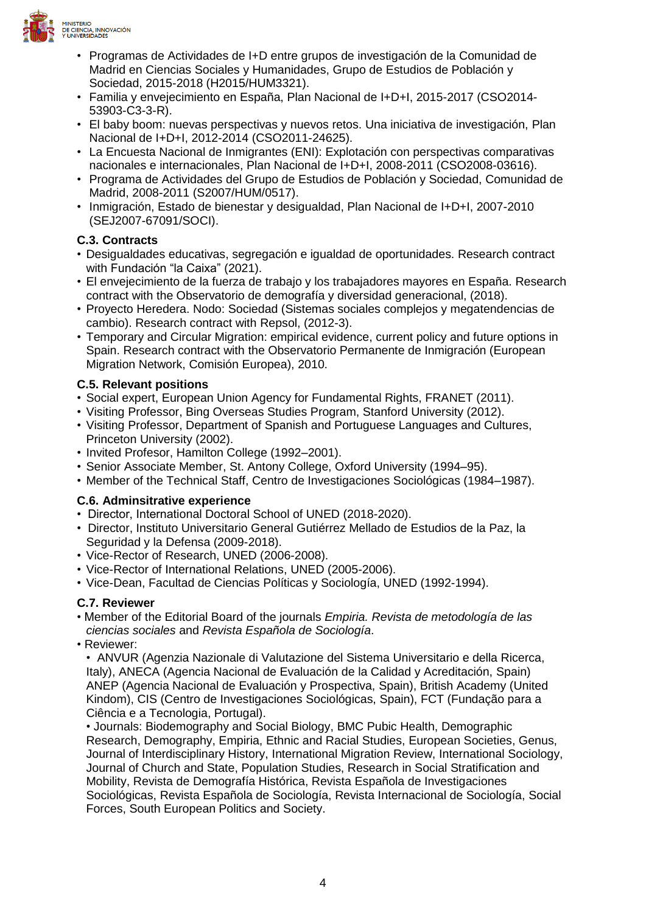- Programas de Actividades de I+D entre grupos de investigación de la Comunidad de Madrid en Ciencias Sociales y Humanidades, Grupo de Estudios de Población y Sociedad, 2015-2018 (H2015/HUM3321).
- Familia y envejecimiento en España, Plan Nacional de I+D+I, 2015-2017 (CSO2014-53903-C3-3-R).
- El baby boom: nuevas perspectivas y nuevos retos. Una iniciativa de investigación, Plan Nacional de I+D+I, 2012-2014 (CSO2011-24625).
- La Encuesta Nacional de Inmigrantes (ENI): Explotación con perspectivas comparativas nacionales e internacionales, Plan Nacional de I+D+I, 2008-2011 (CSO2008-03616).
- Programa de Actividades del Grupo de Estudios de Población y Sociedad, Comunidad de Madrid, 2008-2011 (S2007/HUM/0517).
- Inmigración, Estado de bienestar y desigualdad, Plan Nacional de I+D+I, 2007-2010 (SEJ2007-67091/SOCI).

**C.3. Contracts**

- Desigualdades educativas, segregación e igualdad de oportunidades. Research contract with Fundación "la Caixa" (2021).
- El envejecimiento de la fuerza de trabajo y los trabajadores mayores en España. Research contract with the Observatorio de demografía y diversidad generacional, (2018).
- Proyecto Heredera. Nodo: Sociedad (Sistemas sociales complejos y megatendencias de cambio). Research contract with Repsol, (2012-3).
- Temporary and Circular Migration: empirical evidence, current policy and future options in Spain. Research contract with the Observatorio Permanente de Inmigración (European Migration Network, Comisión Europea), 2010.

**C.5. Relevant positions**

- Social expert, European Union Agency for Fundamental Rights, FRANET (2011).
- Visiting Professor, Bing Overseas Studies Program, Stanford University (2012).
- Visiting Professor, Department of Spanish and Portuguese Languages and Cultures, Princeton University (2002).
- Invited Profesor, Hamilton College (1992–2001).
- Senior Associate Member, St. Antony College, Oxford University (1994–95).
- Member of the Technical Staff, Centro de Investigaciones Sociológicas (1984–1987).

**C.6. Adminsitrative experience**

- Director, International Doctoral School of UNED (2018-2020).
- Director, Instituto Universitario General Gutiérrez Mellado de Estudios de la Paz, la Seguridad y la Defensa (2009-2018).
- Vice-Rector of Research, UNED (2006-2008).
- Vice-Rector of International Relations, UNED (2005-2006).
- Vice-Dean, Facultad de Ciencias Políticas y Sociología, UNED (1992-1994).

**C.7. Reviewer**

- Member of the Editorial Board of the journals *Empiria. Revista de metodología de las ciencias sociales* and *Revista Española de Sociología*.
- Reviewer:
  - ANVUR (Agenzia Nazionale di Valutazione del Sistema Universitario e della Ricerca, Italy), ANECA (Agencia Nacional de Evaluación de la Calidad y Acreditación, Spain) ANEP (Agencia Nacional de Evaluación y Prospectiva, Spain), British Academy (United Kindom), CIS (Centro de Investigaciones Sociológicas, Spain), FCT (Fundação para a Ciência e a Tecnologia, Portugal).
  - Journals: Biodemography and Social Biology, BMC Pubic Health, Demographic Research, Demography, Empiria, Ethnic and Racial Studies, European Societies, Genus, Journal of Interdisciplinary History, International Migration Review, International Sociology, Journal of Church and State, Population Studies, Research in Social Stratification and Mobility, Revista de Demografía Histórica, Revista Española de Investigaciones Sociológicas, Revista Española de Sociología, Revista Internacional de Sociología, Social Forces, South European Politics and Society.